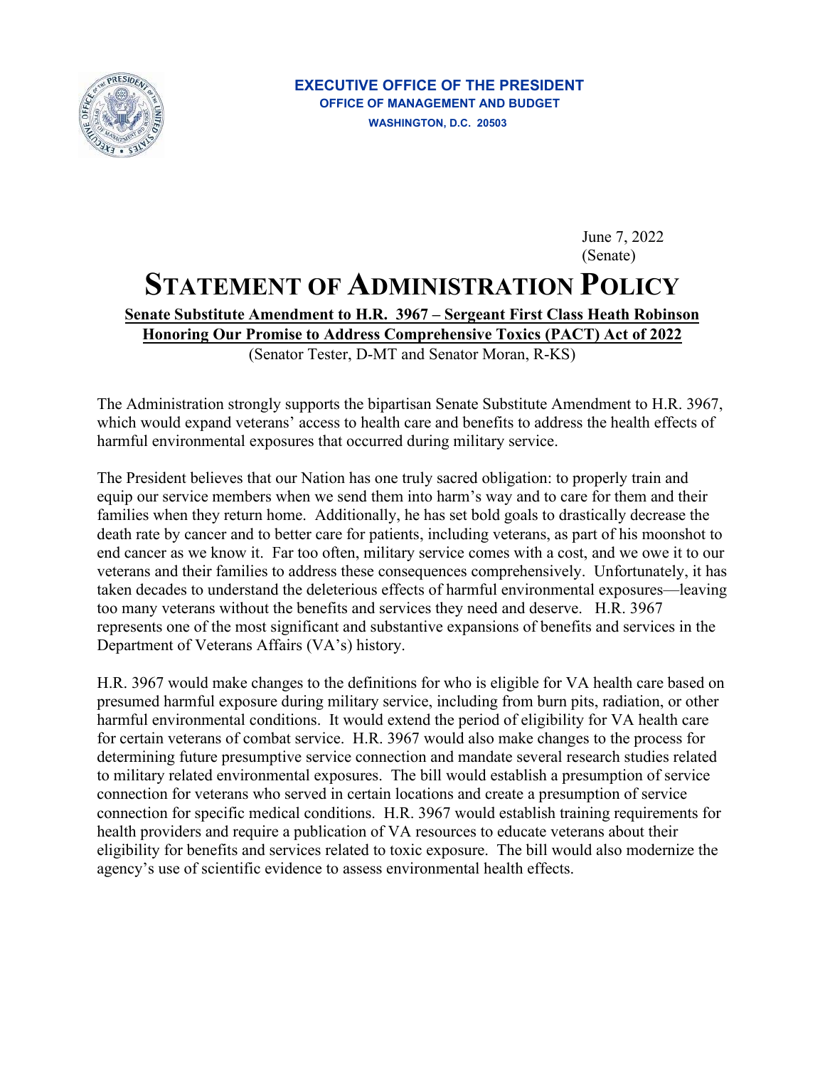**EXECUTIVE OFFICE OF THE PRESIDENT**
**OFFICE OF MANAGEMENT AND BUDGET**
**WASHINGTON, D.C. 20503**

June 7, 2022
(Senate)

# STATEMENT OF ADMINISTRATION POLICY

**Senate Substitute Amendment to H.R. 3967 – Sergeant First Class Heath Robinson Honoring Our Promise to Address Comprehensive Toxics (PACT) Act of 2022**

(Senator Tester, D-MT and Senator Moran, R-KS)

The Administration strongly supports the bipartisan Senate Substitute Amendment to H.R. 3967, which would expand veterans' access to health care and benefits to address the health effects of harmful environmental exposures that occurred during military service.

The President believes that our Nation has one truly sacred obligation: to properly train and equip our service members when we send them into harm's way and to care for them and their families when they return home. Additionally, he has set bold goals to drastically decrease the death rate by cancer and to better care for patients, including veterans, as part of his moonshot to end cancer as we know it. Far too often, military service comes with a cost, and we owe it to our veterans and their families to address these consequences comprehensively. Unfortunately, it has taken decades to understand the deleterious effects of harmful environmental exposures—leaving too many veterans without the benefits and services they need and deserve. H.R. 3967 represents one of the most significant and substantive expansions of benefits and services in the Department of Veterans Affairs (VA's) history.

H.R. 3967 would make changes to the definitions for who is eligible for VA health care based on presumed harmful exposure during military service, including from burn pits, radiation, or other harmful environmental conditions. It would extend the period of eligibility for VA health care for certain veterans of combat service. H.R. 3967 would also make changes to the process for determining future presumptive service connection and mandate several research studies related to military related environmental exposures. The bill would establish a presumption of service connection for veterans who served in certain locations and create a presumption of service connection for specific medical conditions. H.R. 3967 would establish training requirements for health providers and require a publication of VA resources to educate veterans about their eligibility for benefits and services related to toxic exposure. The bill would also modernize the agency's use of scientific evidence to assess environmental health effects.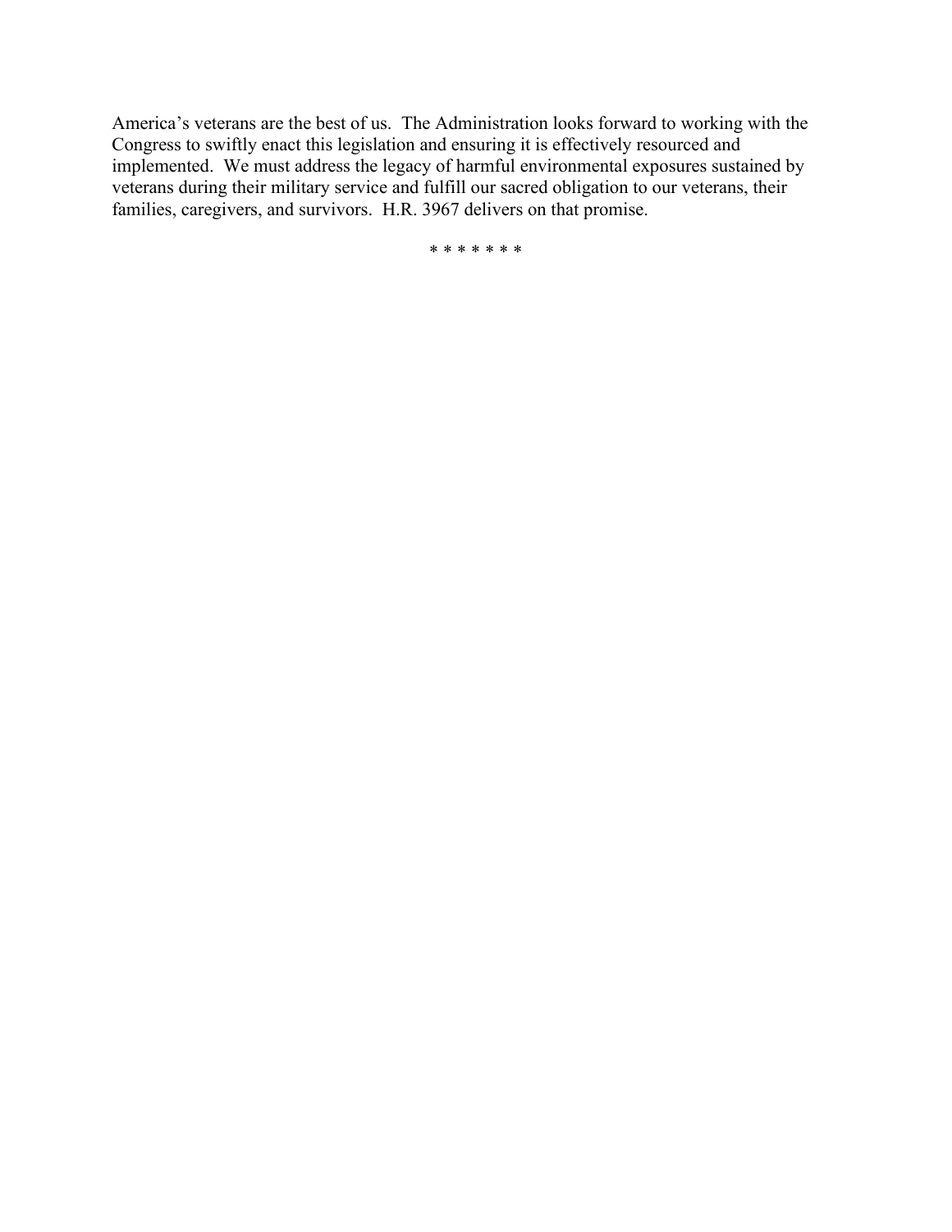America's veterans are the best of us. The Administration looks forward to working with the Congress to swiftly enact this legislation and ensuring it is effectively resourced and implemented. We must address the legacy of harmful environmental exposures sustained by veterans during their military service and fulfill our sacred obligation to our veterans, their families, caregivers, and survivors. H.R. 3967 delivers on that promise.

* * * * * * *